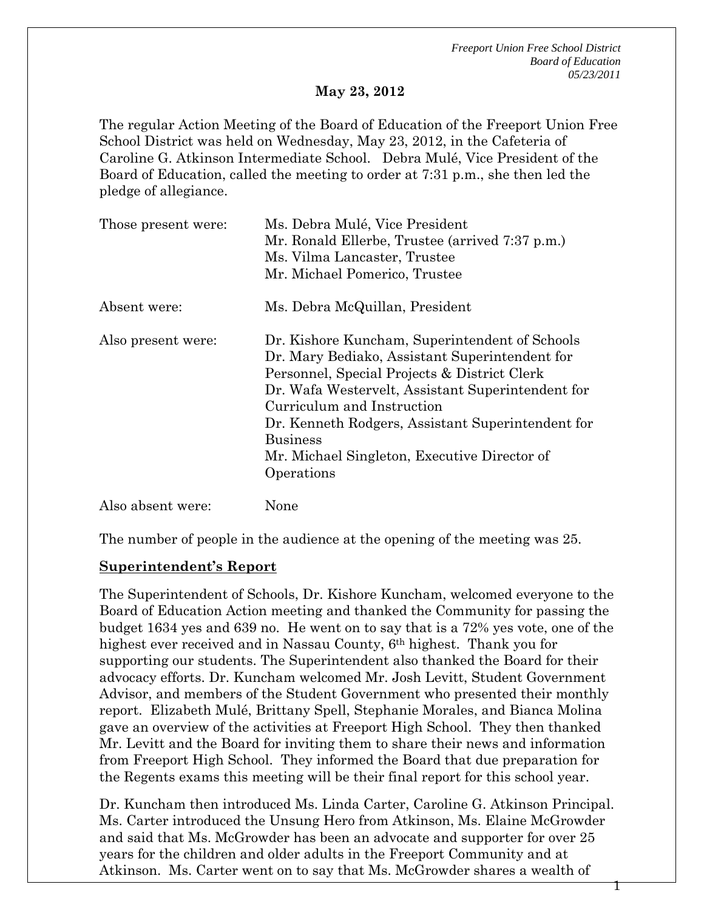**May 23, 2012**

The regular Action Meeting of the Board of Education of the Freeport Union Free School District was held on Wednesday, May 23, 2012, in the Cafeteria of Caroline G. Atkinson Intermediate School. Debra Mulé, Vice President of the Board of Education, called the meeting to order at 7:31 p.m., she then led the pledge of allegiance.

| | |
|---|---|
| Those present were: | Ms. Debra Mulé, Vice President<br>Mr. Ronald Ellerbe, Trustee (arrived 7:37 p.m.)<br>Ms. Vilma Lancaster, Trustee<br>Mr. Michael Pomerico, Trustee |
| Absent were: | Ms. Debra McQuillan, President |
| Also present were: | Dr. Kishore Kuncham, Superintendent of Schools<br>Dr. Mary Bediako, Assistant Superintendent for Personnel, Special Projects & District Clerk<br>Dr. Wafa Westervelt, Assistant Superintendent for Curriculum and Instruction<br>Dr. Kenneth Rodgers, Assistant Superintendent for Business<br>Mr. Michael Singleton, Executive Director of Operations |
| Also absent were: | None |

The number of people in the audience at the opening of the meeting was 25.

**Superintendent's Report**

The Superintendent of Schools, Dr. Kishore Kuncham, welcomed everyone to the Board of Education Action meeting and thanked the Community for passing the budget 1634 yes and 639 no. He went on to say that is a 72% yes vote, one of the highest ever received and in Nassau County, 6th highest. Thank you for supporting our students. The Superintendent also thanked the Board for their advocacy efforts. Dr. Kuncham welcomed Mr. Josh Levitt, Student Government Advisor, and members of the Student Government who presented their monthly report. Elizabeth Mulé, Brittany Spell, Stephanie Morales, and Bianca Molina gave an overview of the activities at Freeport High School. They then thanked Mr. Levitt and the Board for inviting them to share their news and information from Freeport High School. They informed the Board that due preparation for the Regents exams this meeting will be their final report for this school year.

Dr. Kuncham then introduced Ms. Linda Carter, Caroline G. Atkinson Principal. Ms. Carter introduced the Unsung Hero from Atkinson, Ms. Elaine McGrowder and said that Ms. McGrowder has been an advocate and supporter for over 25 years for the children and older adults in the Freeport Community and at Atkinson. Ms. Carter went on to say that Ms. McGrowder shares a wealth of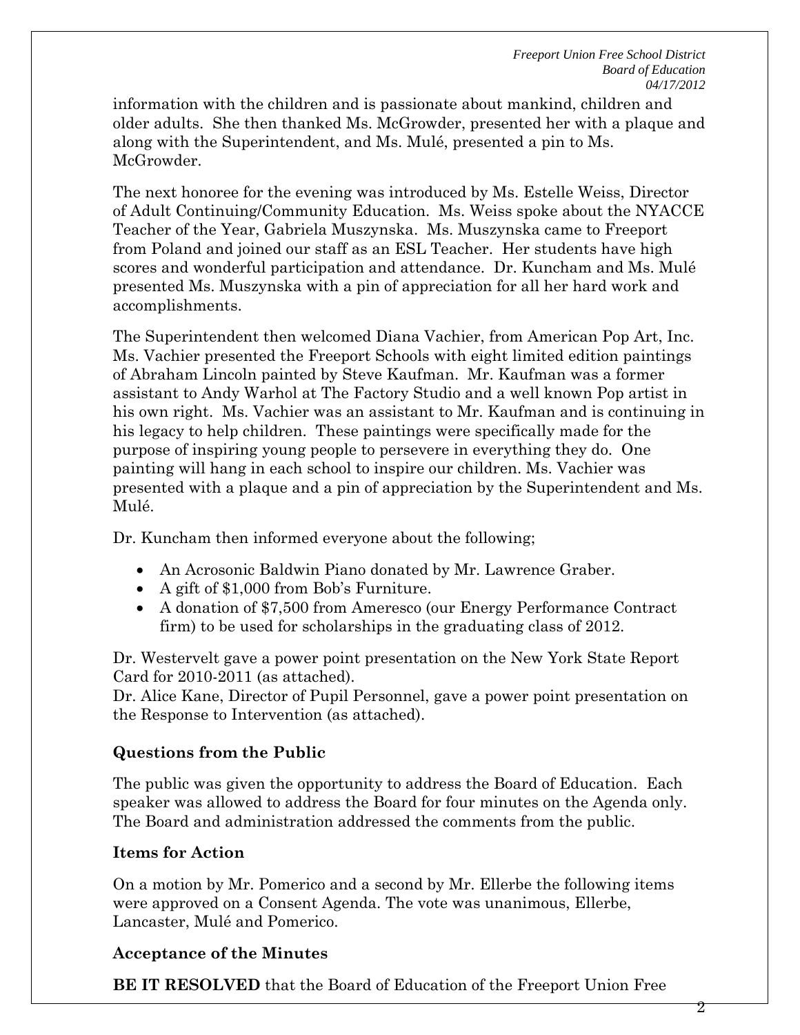information with the children and is passionate about mankind, children and older adults. She then thanked Ms. McGrowder, presented her with a plaque and along with the Superintendent, and Ms. Mulé, presented a pin to Ms. McGrowder.

The next honoree for the evening was introduced by Ms. Estelle Weiss, Director of Adult Continuing/Community Education. Ms. Weiss spoke about the NYACCE Teacher of the Year, Gabriela Muszynska. Ms. Muszynska came to Freeport from Poland and joined our staff as an ESL Teacher. Her students have high scores and wonderful participation and attendance. Dr. Kuncham and Ms. Mulé presented Ms. Muszynska with a pin of appreciation for all her hard work and accomplishments.

The Superintendent then welcomed Diana Vachier, from American Pop Art, Inc. Ms. Vachier presented the Freeport Schools with eight limited edition paintings of Abraham Lincoln painted by Steve Kaufman. Mr. Kaufman was a former assistant to Andy Warhol at The Factory Studio and a well known Pop artist in his own right. Ms. Vachier was an assistant to Mr. Kaufman and is continuing in his legacy to help children. These paintings were specifically made for the purpose of inspiring young people to persevere in everything they do. One painting will hang in each school to inspire our children. Ms. Vachier was presented with a plaque and a pin of appreciation by the Superintendent and Ms. Mulé.

Dr. Kuncham then informed everyone about the following;

- An Acrosonic Baldwin Piano donated by Mr. Lawrence Graber.
- A gift of $1,000 from Bob's Furniture.
- A donation of $7,500 from Ameresco (our Energy Performance Contract firm) to be used for scholarships in the graduating class of 2012.

Dr. Westervelt gave a power point presentation on the New York State Report Card for 2010-2011 (as attached).
Dr. Alice Kane, Director of Pupil Personnel, gave a power point presentation on the Response to Intervention (as attached).

### Questions from the Public

The public was given the opportunity to address the Board of Education. Each speaker was allowed to address the Board for four minutes on the Agenda only. The Board and administration addressed the comments from the public.

### Items for Action

On a motion by Mr. Pomerico and a second by Mr. Ellerbe the following items were approved on a Consent Agenda. The vote was unanimous, Ellerbe, Lancaster, Mulé and Pomerico.

### Acceptance of the Minutes

**BE IT RESOLVED** that the Board of Education of the Freeport Union Free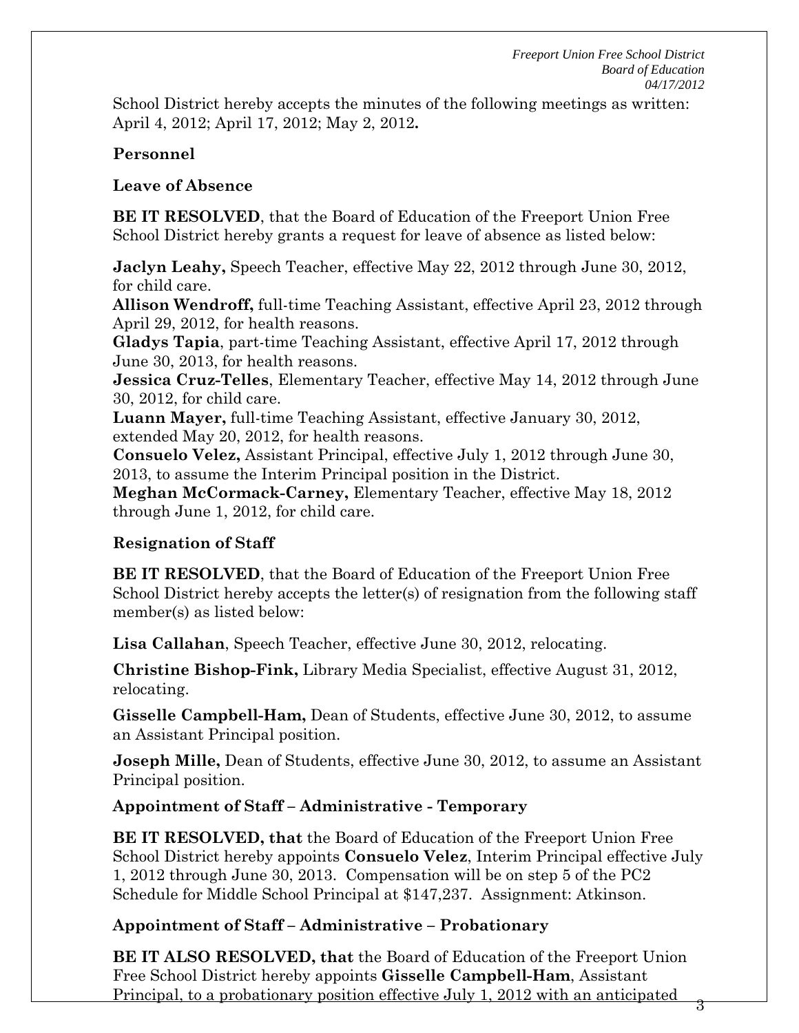School District hereby accepts the minutes of the following meetings as written: April 4, 2012; April 17, 2012; May 2, 2012**.**

**Personnel**

**Leave of Absence**

**BE IT RESOLVED**, that the Board of Education of the Freeport Union Free School District hereby grants a request for leave of absence as listed below:

**Jaclyn Leahy,** Speech Teacher, effective May 22, 2012 through June 30, 2012, for child care.
**Allison Wendroff,** full-time Teaching Assistant, effective April 23, 2012 through April 29, 2012, for health reasons.
**Gladys Tapia**, part-time Teaching Assistant, effective April 17, 2012 through June 30, 2013, for health reasons.
**Jessica Cruz-Telles**, Elementary Teacher, effective May 14, 2012 through June 30, 2012, for child care.
**Luann Mayer,** full-time Teaching Assistant, effective January 30, 2012, extended May 20, 2012, for health reasons.
**Consuelo Velez,** Assistant Principal, effective July 1, 2012 through June 30, 2013, to assume the Interim Principal position in the District.
**Meghan McCormack-Carney,** Elementary Teacher, effective May 18, 2012 through June 1, 2012, for child care.

**Resignation of Staff**

**BE IT RESOLVED**, that the Board of Education of the Freeport Union Free School District hereby accepts the letter(s) of resignation from the following staff member(s) as listed below:

**Lisa Callahan**, Speech Teacher, effective June 30, 2012, relocating.

**Christine Bishop-Fink,** Library Media Specialist, effective August 31, 2012, relocating.

**Gisselle Campbell-Ham,** Dean of Students, effective June 30, 2012, to assume an Assistant Principal position.

**Joseph Mille,** Dean of Students, effective June 30, 2012, to assume an Assistant Principal position.

**Appointment of Staff – Administrative - Temporary**

**BE IT RESOLVED, that** the Board of Education of the Freeport Union Free School District hereby appoints **Consuelo Velez**, Interim Principal effective July 1, 2012 through June 30, 2013. Compensation will be on step 5 of the PC2 Schedule for Middle School Principal at $147,237. Assignment: Atkinson.

**Appointment of Staff – Administrative – Probationary**

**BE IT ALSO RESOLVED, that** the Board of Education of the Freeport Union Free School District hereby appoints **Gisselle Campbell-Ham**, Assistant Principal, to a probationary position effective July 1, 2012 with an anticipated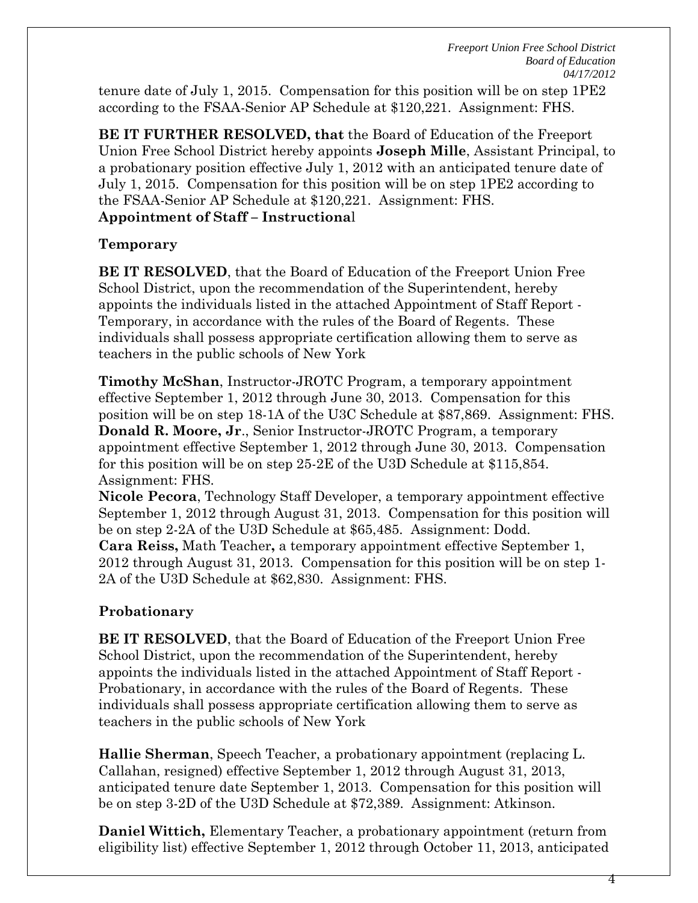tenure date of July 1, 2015. Compensation for this position will be on step 1PE2 according to the FSAA-Senior AP Schedule at $120,221. Assignment: FHS.

**BE IT FURTHER RESOLVED, that** the Board of Education of the Freeport Union Free School District hereby appoints **Joseph Mille**, Assistant Principal, to a probationary position effective July 1, 2012 with an anticipated tenure date of July 1, 2015. Compensation for this position will be on step 1PE2 according to the FSAA-Senior AP Schedule at $120,221. Assignment: FHS.

**Appointment of Staff – Instructional**

**Temporary**

**BE IT RESOLVED**, that the Board of Education of the Freeport Union Free School District, upon the recommendation of the Superintendent, hereby appoints the individuals listed in the attached Appointment of Staff Report - Temporary, in accordance with the rules of the Board of Regents. These individuals shall possess appropriate certification allowing them to serve as teachers in the public schools of New York

**Timothy McShan**, Instructor-JROTC Program, a temporary appointment effective September 1, 2012 through June 30, 2013. Compensation for this position will be on step 18-1A of the U3C Schedule at $87,869. Assignment: FHS.
**Donald R. Moore, Jr**., Senior Instructor-JROTC Program, a temporary appointment effective September 1, 2012 through June 30, 2013. Compensation for this position will be on step 25-2E of the U3D Schedule at $115,854. Assignment: FHS.
**Nicole Pecora**, Technology Staff Developer, a temporary appointment effective September 1, 2012 through August 31, 2013. Compensation for this position will be on step 2-2A of the U3D Schedule at $65,485. Assignment: Dodd.
**Cara Reiss,** Math Teacher**,** a temporary appointment effective September 1, 2012 through August 31, 2013. Compensation for this position will be on step 1-2A of the U3D Schedule at $62,830. Assignment: FHS.

**Probationary**

**BE IT RESOLVED**, that the Board of Education of the Freeport Union Free School District, upon the recommendation of the Superintendent, hereby appoints the individuals listed in the attached Appointment of Staff Report - Probationary, in accordance with the rules of the Board of Regents. These individuals shall possess appropriate certification allowing them to serve as teachers in the public schools of New York

**Hallie Sherman**, Speech Teacher, a probationary appointment (replacing L. Callahan, resigned) effective September 1, 2012 through August 31, 2013, anticipated tenure date September 1, 2013. Compensation for this position will be on step 3-2D of the U3D Schedule at $72,389. Assignment: Atkinson.

**Daniel Wittich,** Elementary Teacher, a probationary appointment (return from eligibility list) effective September 1, 2012 through October 11, 2013, anticipated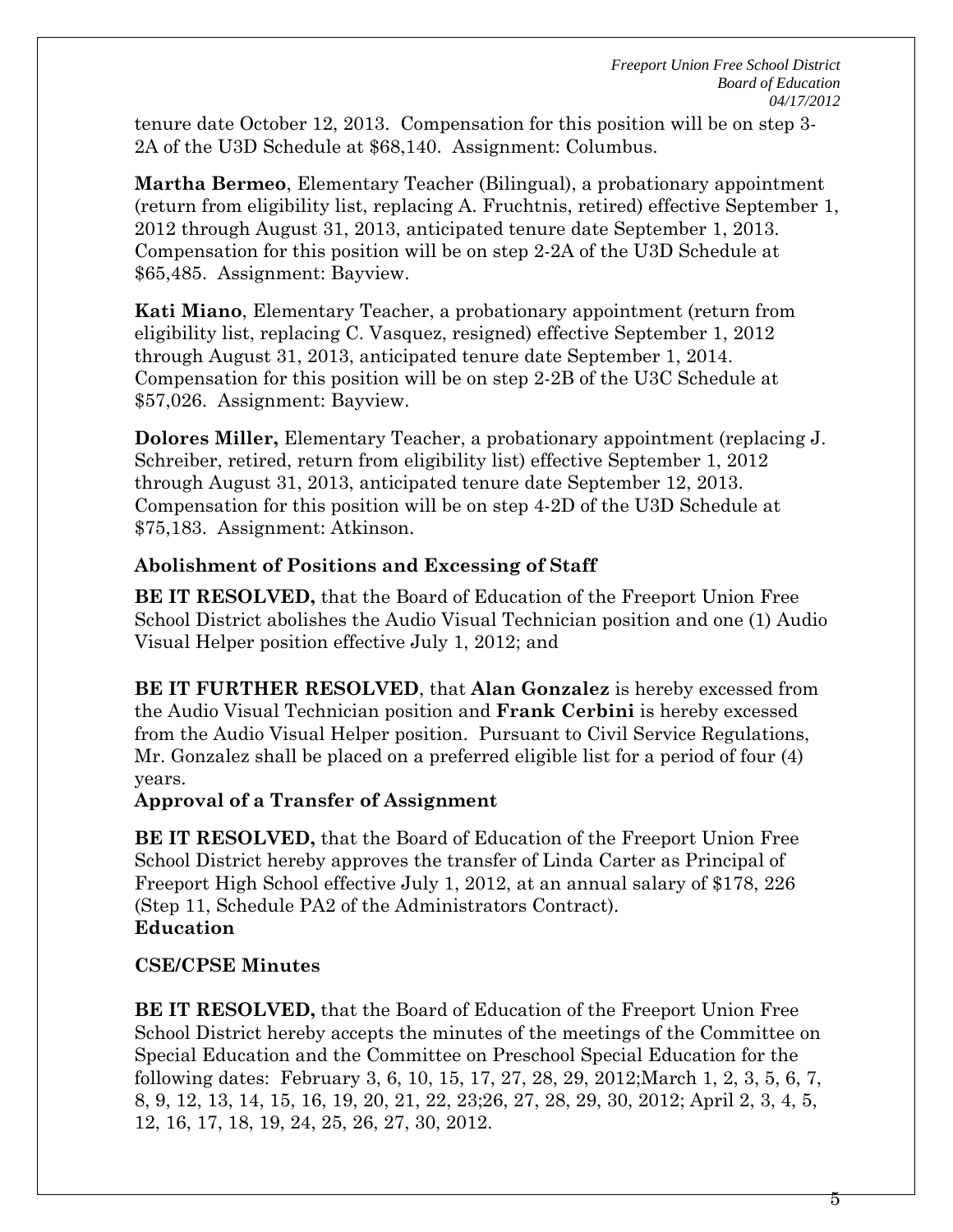tenure date October 12, 2013. Compensation for this position will be on step 3-2A of the U3D Schedule at $68,140. Assignment: Columbus.

**Martha Bermeo**, Elementary Teacher (Bilingual), a probationary appointment (return from eligibility list, replacing A. Fruchtnis, retired) effective September 1, 2012 through August 31, 2013, anticipated tenure date September 1, 2013. Compensation for this position will be on step 2-2A of the U3D Schedule at $65,485. Assignment: Bayview.

**Kati Miano**, Elementary Teacher, a probationary appointment (return from eligibility list, replacing C. Vasquez, resigned) effective September 1, 2012 through August 31, 2013, anticipated tenure date September 1, 2014. Compensation for this position will be on step 2-2B of the U3C Schedule at $57,026. Assignment: Bayview.

**Dolores Miller,** Elementary Teacher, a probationary appointment (replacing J. Schreiber, retired, return from eligibility list) effective September 1, 2012 through August 31, 2013, anticipated tenure date September 12, 2013. Compensation for this position will be on step 4-2D of the U3D Schedule at $75,183. Assignment: Atkinson.

### Abolishment of Positions and Excessing of Staff

**BE IT RESOLVED,** that the Board of Education of the Freeport Union Free School District abolishes the Audio Visual Technician position and one (1) Audio Visual Helper position effective July 1, 2012; and

**BE IT FURTHER RESOLVED**, that **Alan Gonzalez** is hereby excessed from the Audio Visual Technician position and **Frank Cerbini** is hereby excessed from the Audio Visual Helper position. Pursuant to Civil Service Regulations, Mr. Gonzalez shall be placed on a preferred eligible list for a period of four (4) years.

### Approval of a Transfer of Assignment

**BE IT RESOLVED,** that the Board of Education of the Freeport Union Free School District hereby approves the transfer of Linda Carter as Principal of Freeport High School effective July 1, 2012, at an annual salary of $178, 226 (Step 11, Schedule PA2 of the Administrators Contract).

## Education

### CSE/CPSE Minutes

**BE IT RESOLVED,** that the Board of Education of the Freeport Union Free School District hereby accepts the minutes of the meetings of the Committee on Special Education and the Committee on Preschool Special Education for the following dates: February 3, 6, 10, 15, 17, 27, 28, 29, 2012;March 1, 2, 3, 5, 6, 7, 8, 9, 12, 13, 14, 15, 16, 19, 20, 21, 22, 23;26, 27, 28, 29, 30, 2012; April 2, 3, 4, 5, 12, 16, 17, 18, 19, 24, 25, 26, 27, 30, 2012.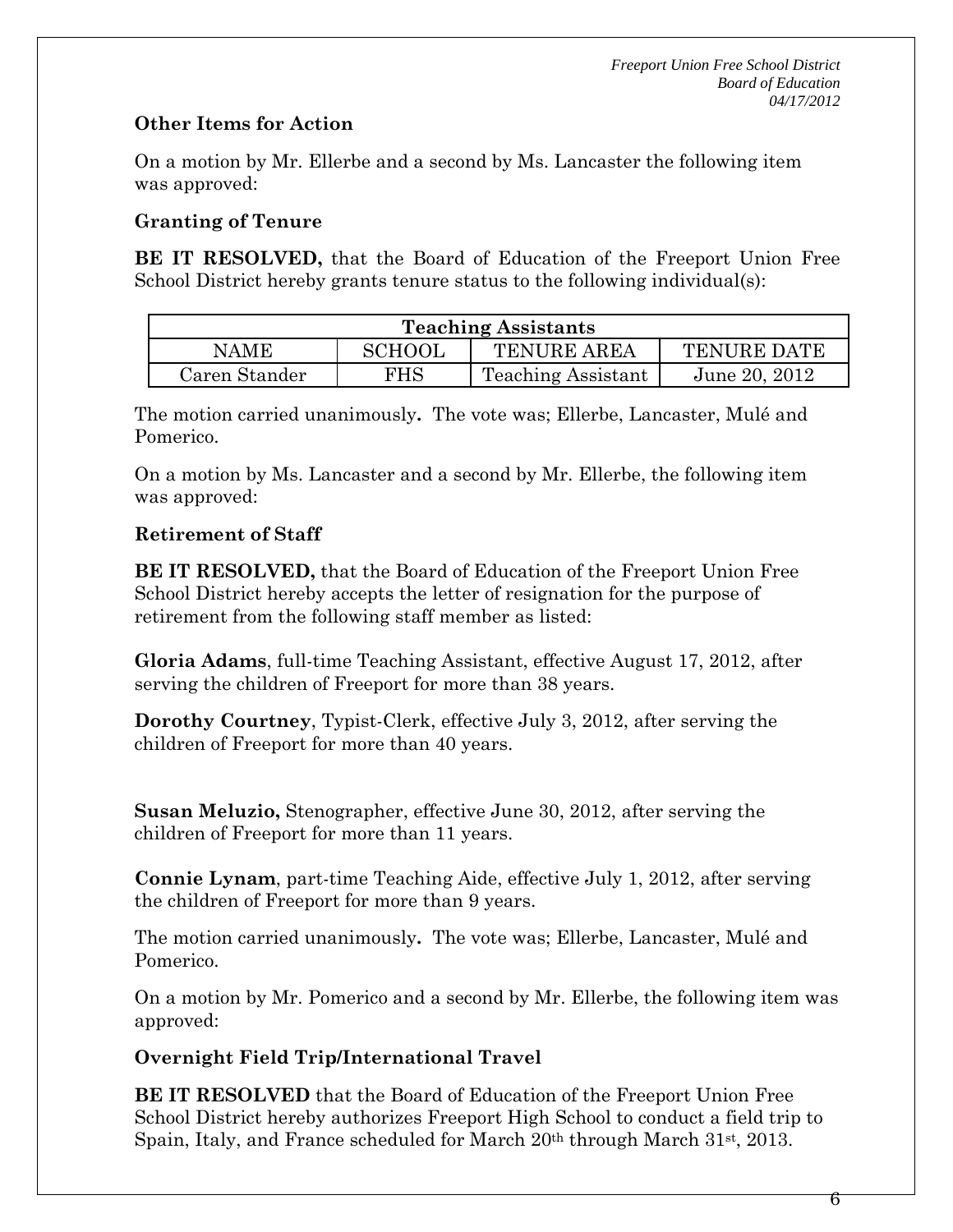### Other Items for Action

On a motion by Mr. Ellerbe and a second by Ms. Lancaster the following item was approved:

### Granting of Tenure

**BE IT RESOLVED,** that the Board of Education of the Freeport Union Free School District hereby grants tenure status to the following individual(s):

| Teaching Assistants | | | |
|---|---|---|---|
| NAME | SCHOOL | TENURE AREA | TENURE DATE |
| Caren Stander | FHS | Teaching Assistant | June 20, 2012 |

The motion carried unanimously**.** The vote was; Ellerbe, Lancaster, Mulé and Pomerico.

On a motion by Ms. Lancaster and a second by Mr. Ellerbe, the following item was approved:

### Retirement of Staff

**BE IT RESOLVED,** that the Board of Education of the Freeport Union Free School District hereby accepts the letter of resignation for the purpose of retirement from the following staff member as listed:

**Gloria Adams**, full-time Teaching Assistant, effective August 17, 2012, after serving the children of Freeport for more than 38 years.

**Dorothy Courtney**, Typist-Clerk, effective July 3, 2012, after serving the children of Freeport for more than 40 years.

**Susan Meluzio,** Stenographer, effective June 30, 2012, after serving the children of Freeport for more than 11 years.

**Connie Lynam**, part-time Teaching Aide, effective July 1, 2012, after serving the children of Freeport for more than 9 years.

The motion carried unanimously**.** The vote was; Ellerbe, Lancaster, Mulé and Pomerico.

On a motion by Mr. Pomerico and a second by Mr. Ellerbe, the following item was approved:

### Overnight Field Trip/International Travel

**BE IT RESOLVED** that the Board of Education of the Freeport Union Free School District hereby authorizes Freeport High School to conduct a field trip to Spain, Italy, and France scheduled for March 20th through March 31st, 2013.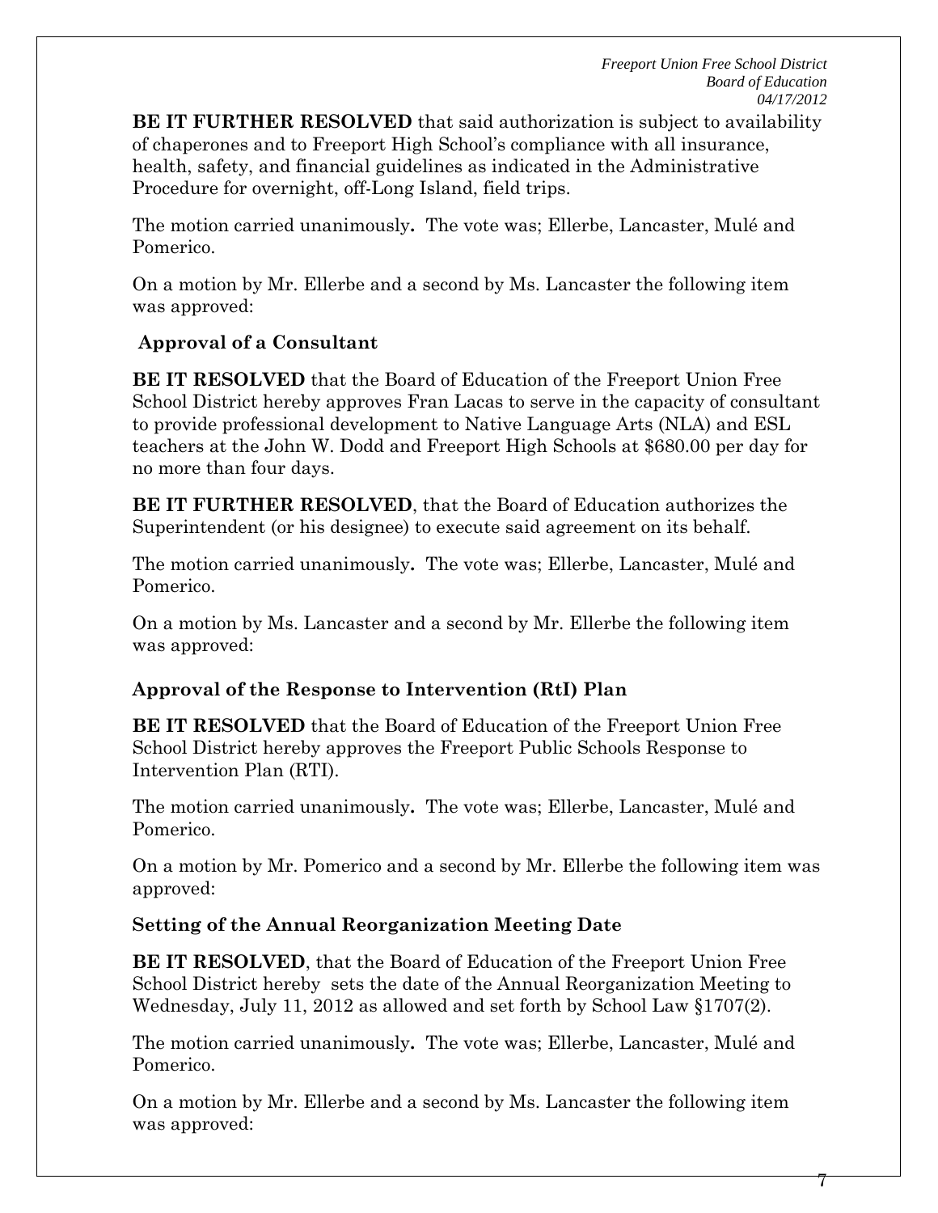**BE IT FURTHER RESOLVED** that said authorization is subject to availability of chaperones and to Freeport High School's compliance with all insurance, health, safety, and financial guidelines as indicated in the Administrative Procedure for overnight, off-Long Island, field trips.

The motion carried unanimously**.** The vote was; Ellerbe, Lancaster, Mulé and Pomerico.

On a motion by Mr. Ellerbe and a second by Ms. Lancaster the following item was approved:

**Approval of a Consultant**

**BE IT RESOLVED** that the Board of Education of the Freeport Union Free School District hereby approves Fran Lacas to serve in the capacity of consultant to provide professional development to Native Language Arts (NLA) and ESL teachers at the John W. Dodd and Freeport High Schools at $680.00 per day for no more than four days.

**BE IT FURTHER RESOLVED**, that the Board of Education authorizes the Superintendent (or his designee) to execute said agreement on its behalf.

The motion carried unanimously**.** The vote was; Ellerbe, Lancaster, Mulé and Pomerico.

On a motion by Ms. Lancaster and a second by Mr. Ellerbe the following item was approved:

**Approval of the Response to Intervention (RtI) Plan**

**BE IT RESOLVED** that the Board of Education of the Freeport Union Free School District hereby approves the Freeport Public Schools Response to Intervention Plan (RTI).

The motion carried unanimously**.** The vote was; Ellerbe, Lancaster, Mulé and Pomerico.

On a motion by Mr. Pomerico and a second by Mr. Ellerbe the following item was approved:

**Setting of the Annual Reorganization Meeting Date**

**BE IT RESOLVED**, that the Board of Education of the Freeport Union Free School District hereby sets the date of the Annual Reorganization Meeting to Wednesday, July 11, 2012 as allowed and set forth by School Law §1707(2).

The motion carried unanimously**.** The vote was; Ellerbe, Lancaster, Mulé and Pomerico.

On a motion by Mr. Ellerbe and a second by Ms. Lancaster the following item was approved: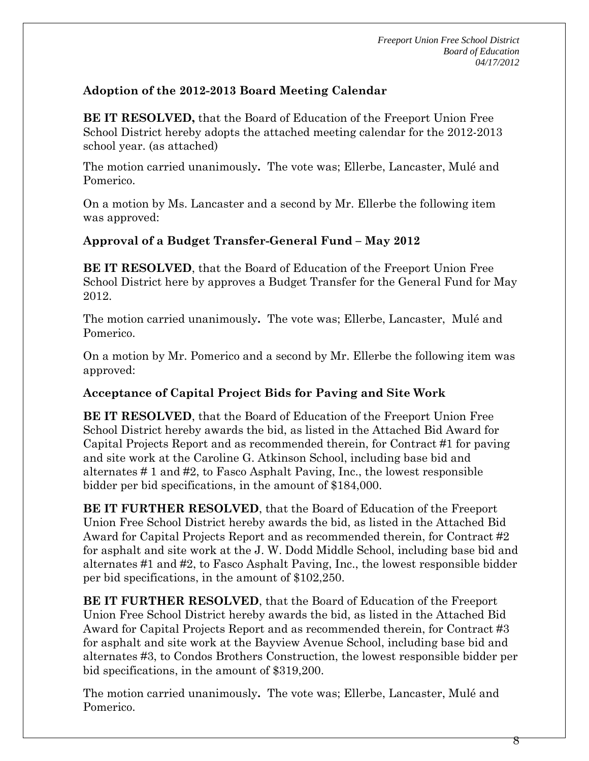### Adoption of the 2012-2013 Board Meeting Calendar

**BE IT RESOLVED,** that the Board of Education of the Freeport Union Free School District hereby adopts the attached meeting calendar for the 2012-2013 school year. (as attached)

The motion carried unanimously**.** The vote was; Ellerbe, Lancaster, Mulé and Pomerico.

On a motion by Ms. Lancaster and a second by Mr. Ellerbe the following item was approved:

### Approval of a Budget Transfer-General Fund – May 2012

**BE IT RESOLVED**, that the Board of Education of the Freeport Union Free School District here by approves a Budget Transfer for the General Fund for May 2012.

The motion carried unanimously**.** The vote was; Ellerbe, Lancaster, Mulé and Pomerico.

On a motion by Mr. Pomerico and a second by Mr. Ellerbe the following item was approved:

### Acceptance of Capital Project Bids for Paving and Site Work

**BE IT RESOLVED**, that the Board of Education of the Freeport Union Free School District hereby awards the bid, as listed in the Attached Bid Award for Capital Projects Report and as recommended therein, for Contract #1 for paving and site work at the Caroline G. Atkinson School, including base bid and alternates # 1 and #2, to Fasco Asphalt Paving, Inc., the lowest responsible bidder per bid specifications, in the amount of $184,000.

**BE IT FURTHER RESOLVED**, that the Board of Education of the Freeport Union Free School District hereby awards the bid, as listed in the Attached Bid Award for Capital Projects Report and as recommended therein, for Contract #2 for asphalt and site work at the J. W. Dodd Middle School, including base bid and alternates #1 and #2, to Fasco Asphalt Paving, Inc., the lowest responsible bidder per bid specifications, in the amount of $102,250.

**BE IT FURTHER RESOLVED**, that the Board of Education of the Freeport Union Free School District hereby awards the bid, as listed in the Attached Bid Award for Capital Projects Report and as recommended therein, for Contract #3 for asphalt and site work at the Bayview Avenue School, including base bid and alternates #3, to Condos Brothers Construction, the lowest responsible bidder per bid specifications, in the amount of $319,200.

The motion carried unanimously**.** The vote was; Ellerbe, Lancaster, Mulé and Pomerico.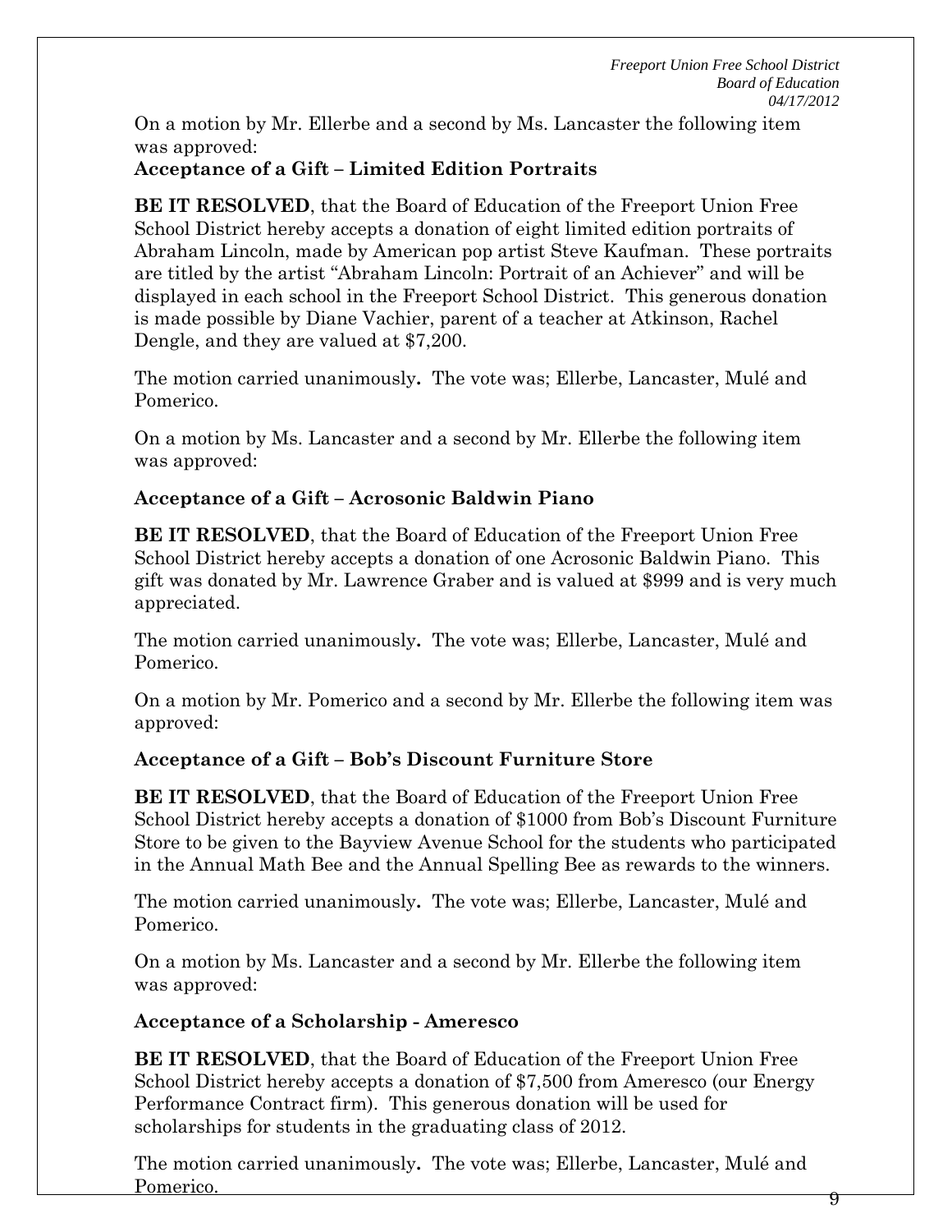On a motion by Mr. Ellerbe and a second by Ms. Lancaster the following item was approved:

**Acceptance of a Gift – Limited Edition Portraits**

**BE IT RESOLVED**, that the Board of Education of the Freeport Union Free School District hereby accepts a donation of eight limited edition portraits of Abraham Lincoln, made by American pop artist Steve Kaufman. These portraits are titled by the artist "Abraham Lincoln: Portrait of an Achiever" and will be displayed in each school in the Freeport School District. This generous donation is made possible by Diane Vachier, parent of a teacher at Atkinson, Rachel Dengle, and they are valued at $7,200.

The motion carried unanimously**.** The vote was; Ellerbe, Lancaster, Mulé and Pomerico.

On a motion by Ms. Lancaster and a second by Mr. Ellerbe the following item was approved:

**Acceptance of a Gift – Acrosonic Baldwin Piano**

**BE IT RESOLVED**, that the Board of Education of the Freeport Union Free School District hereby accepts a donation of one Acrosonic Baldwin Piano. This gift was donated by Mr. Lawrence Graber and is valued at $999 and is very much appreciated.

The motion carried unanimously**.** The vote was; Ellerbe, Lancaster, Mulé and Pomerico.

On a motion by Mr. Pomerico and a second by Mr. Ellerbe the following item was approved:

**Acceptance of a Gift – Bob's Discount Furniture Store**

**BE IT RESOLVED**, that the Board of Education of the Freeport Union Free School District hereby accepts a donation of $1000 from Bob's Discount Furniture Store to be given to the Bayview Avenue School for the students who participated in the Annual Math Bee and the Annual Spelling Bee as rewards to the winners.

The motion carried unanimously**.** The vote was; Ellerbe, Lancaster, Mulé and Pomerico.

On a motion by Ms. Lancaster and a second by Mr. Ellerbe the following item was approved:

**Acceptance of a Scholarship - Ameresco**

**BE IT RESOLVED**, that the Board of Education of the Freeport Union Free School District hereby accepts a donation of $7,500 from Ameresco (our Energy Performance Contract firm). This generous donation will be used for scholarships for students in the graduating class of 2012.

The motion carried unanimously**.** The vote was; Ellerbe, Lancaster, Mulé and Pomerico.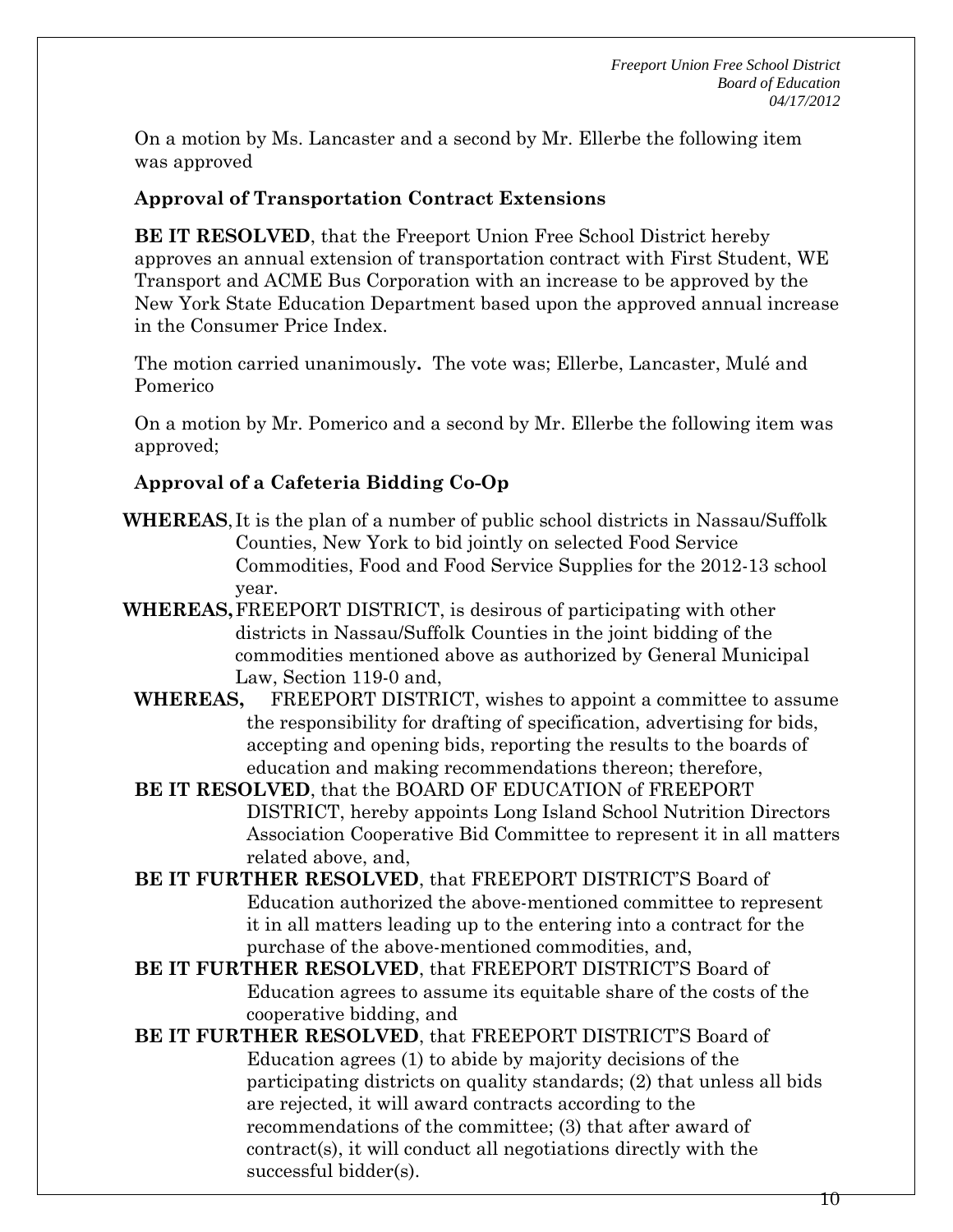On a motion by Ms. Lancaster and a second by Mr. Ellerbe the following item was approved

**Approval of Transportation Contract Extensions**

**BE IT RESOLVED**, that the Freeport Union Free School District hereby approves an annual extension of transportation contract with First Student, WE Transport and ACME Bus Corporation with an increase to be approved by the New York State Education Department based upon the approved annual increase in the Consumer Price Index.

The motion carried unanimously**.** The vote was; Ellerbe, Lancaster, Mulé and Pomerico

On a motion by Mr. Pomerico and a second by Mr. Ellerbe the following item was approved;

**Approval of a Cafeteria Bidding Co-Op**

**WHEREAS**, It is the plan of a number of public school districts in Nassau/Suffolk Counties, New York to bid jointly on selected Food Service Commodities, Food and Food Service Supplies for the 2012-13 school year.

**WHEREAS,** FREEPORT DISTRICT, is desirous of participating with other districts in Nassau/Suffolk Counties in the joint bidding of the commodities mentioned above as authorized by General Municipal Law, Section 119-0 and,

**WHEREAS,** FREEPORT DISTRICT, wishes to appoint a committee to assume the responsibility for drafting of specification, advertising for bids, accepting and opening bids, reporting the results to the boards of education and making recommendations thereon; therefore,

**BE IT RESOLVED**, that the BOARD OF EDUCATION of FREEPORT DISTRICT, hereby appoints Long Island School Nutrition Directors Association Cooperative Bid Committee to represent it in all matters related above, and,

**BE IT FURTHER RESOLVED**, that FREEPORT DISTRICT'S Board of Education authorized the above-mentioned committee to represent it in all matters leading up to the entering into a contract for the purchase of the above-mentioned commodities, and,

**BE IT FURTHER RESOLVED**, that FREEPORT DISTRICT'S Board of Education agrees to assume its equitable share of the costs of the cooperative bidding, and

**BE IT FURTHER RESOLVED**, that FREEPORT DISTRICT'S Board of Education agrees (1) to abide by majority decisions of the participating districts on quality standards; (2) that unless all bids are rejected, it will award contracts according to the recommendations of the committee; (3) that after award of contract(s), it will conduct all negotiations directly with the successful bidder(s).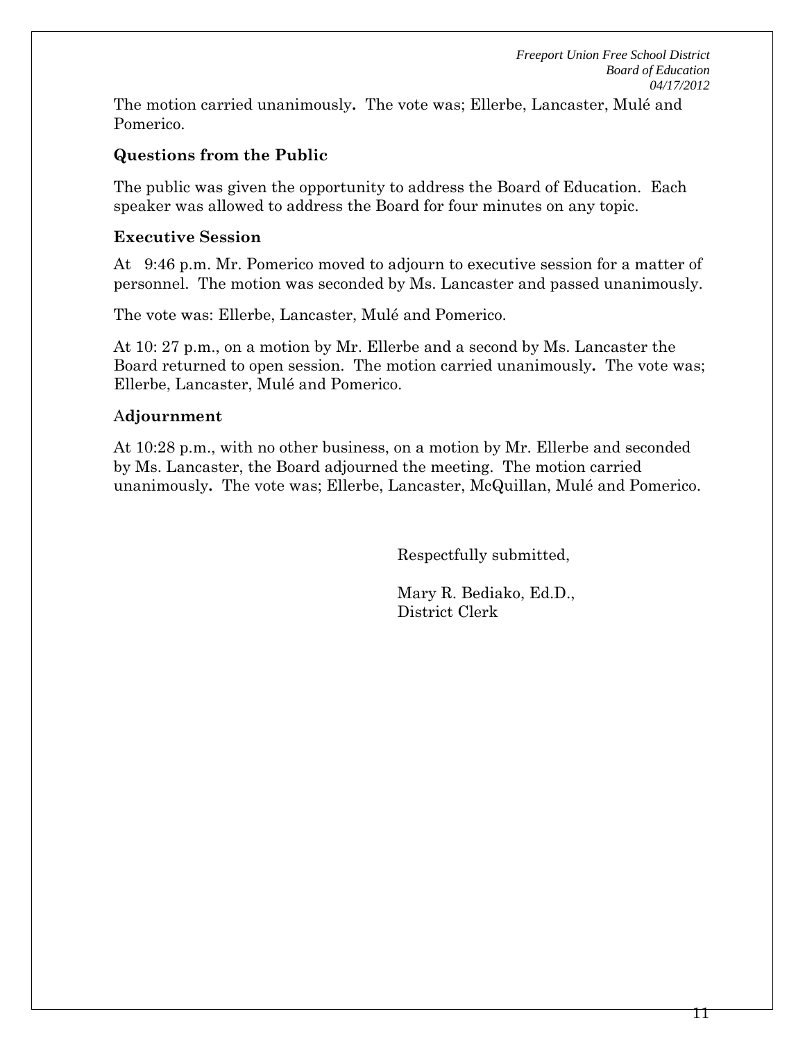The motion carried unanimously**.** The vote was; Ellerbe, Lancaster, Mulé and Pomerico.

**Questions from the Public**

The public was given the opportunity to address the Board of Education. Each speaker was allowed to address the Board for four minutes on any topic.

**Executive Session**

At 9:46 p.m. Mr. Pomerico moved to adjourn to executive session for a matter of personnel. The motion was seconded by Ms. Lancaster and passed unanimously.

The vote was: Ellerbe, Lancaster, Mulé and Pomerico.

At 10: 27 p.m., on a motion by Mr. Ellerbe and a second by Ms. Lancaster the Board returned to open session. The motion carried unanimously**.** The vote was; Ellerbe, Lancaster, Mulé and Pomerico.

A**djournment**

At 10:28 p.m., with no other business, on a motion by Mr. Ellerbe and seconded by Ms. Lancaster, the Board adjourned the meeting. The motion carried unanimously**.** The vote was; Ellerbe, Lancaster, McQuillan, Mulé and Pomerico.

Respectfully submitted,

Mary R. Bediako, Ed.D.,
District Clerk